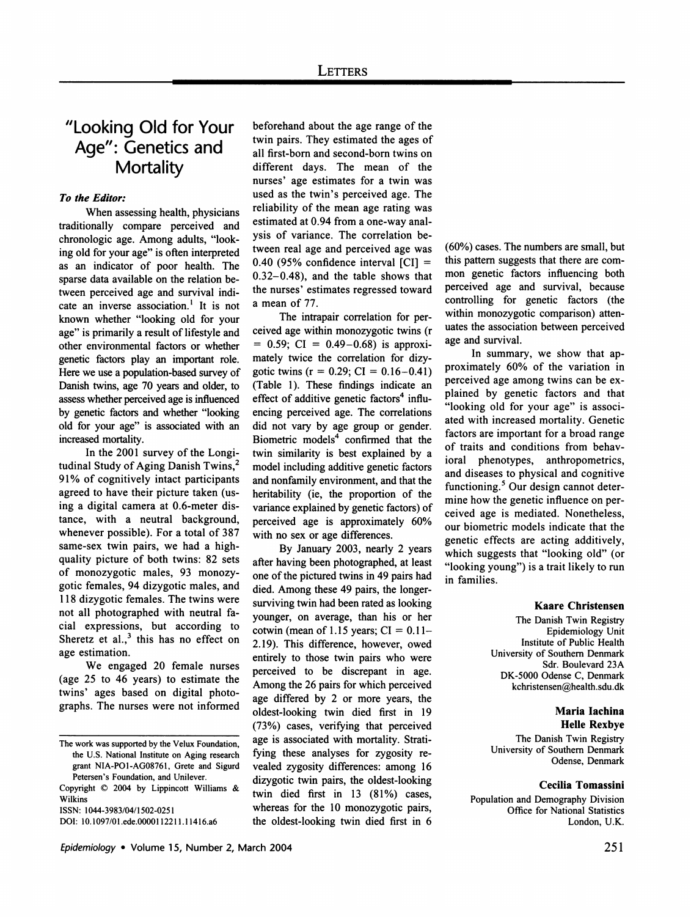# "Looking Old for Your Age": Genetics and Mortality

***To the Editor:***

When assessing health, physicians traditionally compare perceived and chronologic age. Among adults, "looking old for your age" is often interpreted as an indicator of poor health. The sparse data available on the relation between perceived age and survival indicate an inverse association.[1] It is not known whether "looking old for your age" is primarily a result of lifestyle and other environmental factors or whether genetic factors play an important role. Here we use a population-based survey of Danish twins, age 70 years and older, to assess whether perceived age is influenced by genetic factors and whether "looking old for your age" is associated with an increased mortality.

In the 2001 survey of the Longitudinal Study of Aging Danish Twins,[2] 91% of cognitively intact participants agreed to have their picture taken (using a digital camera at 0.6-meter distance, with a neutral background, whenever possible). For a total of 387 same-sex twin pairs, we had a high-quality picture of both twins: 82 sets of monozygotic males, 93 monozygotic females, 94 dizygotic males, and 118 dizygotic females. The twins were not all photographed with neutral facial expressions, but according to Sheretz et al.,[3] this has no effect on age estimation.

We engaged 20 female nurses (age 25 to 46 years) to estimate the twins' ages based on digital photographs. The nurses were not informed beforehand about the age range of the twin pairs. They estimated the ages of all first-born and second-born twins on different days. The mean of the nurses' age estimates for a twin was used as the twin's perceived age. The reliability of the mean age rating was estimated at 0.94 from a one-way analysis of variance. The correlation between real age and perceived age was 0.40 (95% confidence interval [CI] = 0.32–0.48), and the table shows that the nurses' estimates regressed toward a mean of 77.

The intrapair correlation for perceived age within monozygotic twins (r = 0.59; CI = 0.49–0.68) is approximately twice the correlation for dizygotic twins (r = 0.29; CI = 0.16–0.41) (Table 1). These findings indicate an effect of additive genetic factors[4] influencing perceived age. The correlations did not vary by age group or gender. Biometric models[4] confirmed that the twin similarity is best explained by a model including additive genetic factors and nonfamily environment, and that the heritability (ie, the proportion of the variance explained by genetic factors) of perceived age is approximately 60% with no sex or age differences.

By January 2003, nearly 2 years after having been photographed, at least one of the pictured twins in 49 pairs had died. Among these 49 pairs, the longer-surviving twin had been rated as looking younger, on average, than his or her cotwin (mean of 1.15 years; CI = 0.11–2.19). This difference, however, owed entirely to those twin pairs who were perceived to be discrepant in age. Among the 26 pairs for which perceived age differed by 2 or more years, the oldest-looking twin died first in 19 (73%) cases, verifying that perceived age is associated with mortality. Stratifying these analyses for zygosity revealed zygosity differences: among 16 dizygotic twin pairs, the oldest-looking twin died first in 13 (81%) cases, whereas for the 10 monozygotic pairs, the oldest-looking twin died first in 6 (60%) cases. The numbers are small, but this pattern suggests that there are common genetic factors influencing both perceived age and survival, because controlling for genetic factors (the within monozygotic comparison) attenuates the association between perceived age and survival.

In summary, we show that approximately 60% of the variation in perceived age among twins can be explained by genetic factors and that "looking old for your age" is associated with increased mortality. Genetic factors are important for a broad range of traits and conditions from behavioral phenotypes, anthropometrics, and diseases to physical and cognitive functioning.[5] Our design cannot determine how the genetic influence on perceived age is mediated. Nonetheless, our biometric models indicate that the genetic effects are acting additively, which suggests that "looking old" (or "looking young") is a trait likely to run in families.

**Kaare Christensen**
The Danish Twin Registry
Epidemiology Unit
Institute of Public Health
University of Southern Denmark
Sdr. Boulevard 23A
DK-5000 Odense C, Denmark
kchristensen@health.sdu.dk

**Maria Iachina**
**Helle Rexbye**
The Danish Twin Registry
University of Southern Denmark
Odense, Denmark

**Cecilia Tomassini**
Population and Demography Division
Office for National Statistics
London, U.K.

---

The work was supported by the Velux Foundation, the U.S. National Institute on Aging research grant NIA-PO1-AG08761, Grete and Sigurd Petersen's Foundation, and Unilever.

Copyright © 2004 by Lippincott Williams & Wilkins

ISSN: 1044-3983/04/1502-0251

DOI: 10.1097/01.ede.0000112211.11416.a6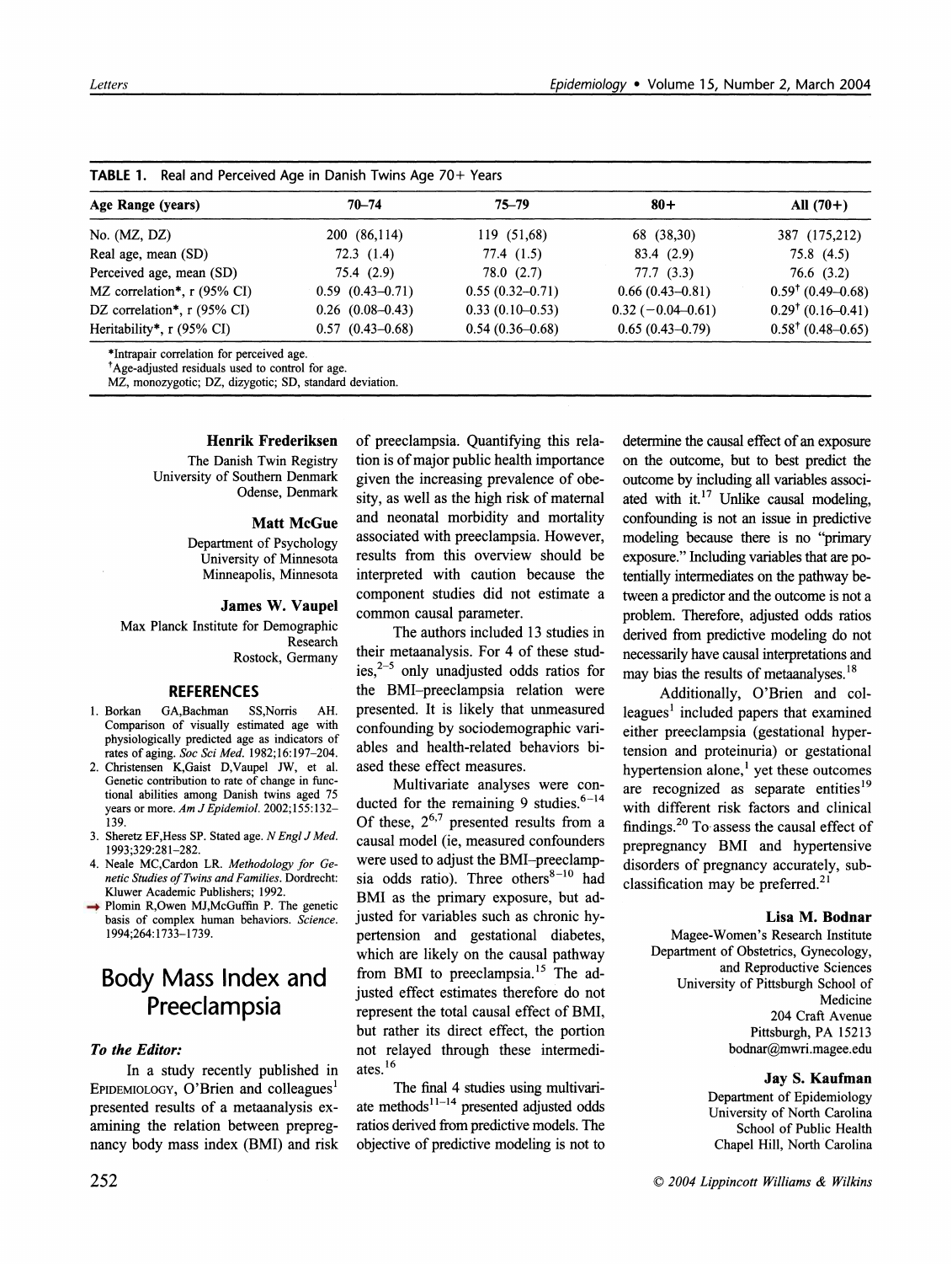**TABLE 1.** Real and Perceived Age in Danish Twins Age 70+ Years

| Age Range (years) | 70–74 | 75–79 | 80+ | All (70+) |
|---|---|---|---|---|
| No. (MZ, DZ) | 200 (86,114) | 119 (51,68) | 68 (38,30) | 387 (175,212) |
| Real age, mean (SD) | 72.3 (1.4) | 77.4 (1.5) | 83.4 (2.9) | 75.8 (4.5) |
| Perceived age, mean (SD) | 75.4 (2.9) | 78.0 (2.7) | 77.7 (3.3) | 76.6 (3.2) |
| MZ correlation*, r (95% CI) | 0.59 (0.43–0.71) | 0.55 (0.32–0.71) | 0.66 (0.43–0.81) | 0.59† (0.49–0.68) |
| DZ correlation*, r (95% CI) | 0.26 (0.08–0.43) | 0.33 (0.10–0.53) | 0.32 (−0.04–0.61) | 0.29† (0.16–0.41) |
| Heritability*, r (95% CI) | 0.57 (0.43–0.68) | 0.54 (0.36–0.68) | 0.65 (0.43–0.79) | 0.58† (0.48–0.65) |

*Intrapair correlation for perceived age.
†Age-adjusted residuals used to control for age.
MZ, monozygotic; DZ, dizygotic; SD, standard deviation.

**Henrik Frederiksen**
The Danish Twin Registry
University of Southern Denmark
Odense, Denmark

**Matt McGue**
Department of Psychology
University of Minnesota
Minneapolis, Minnesota

**James W. Vaupel**
Max Planck Institute for Demographic Research
Rostock, Germany

## REFERENCES

1. Borkan GA, Bachman SS, Norris AH. Comparison of visually estimated age with physiologically predicted age as indicators of rates of aging. *Soc Sci Med.* 1982;16:197–204.
2. Christensen K, Gaist D, Vaupel JW, et al. Genetic contribution to rate of change in functional abilities among Danish twins aged 75 years or more. *Am J Epidemiol.* 2002;155:132–139.
3. Sheretz EF, Hess SP. Stated age. *N Engl J Med.* 1993;329:281–282.
4. Neale MC, Cardon LR. *Methodology for Genetic Studies of Twins and Families.* Dordrecht: Kluwer Academic Publishers; 1992.
5. Plomin R, Owen MJ, McGuffin P. The genetic basis of complex human behaviors. *Science.* 1994;264:1733–1739.

# Body Mass Index and Preeclampsia

*To the Editor:*

In a study recently published in EPIDEMIOLOGY, O'Brien and colleagues[1] presented results of a metaanalysis examining the relation between prepregnancy body mass index (BMI) and risk of preeclampsia. Quantifying this relation is of major public health importance given the increasing prevalence of obesity, as well as the high risk of maternal and neonatal morbidity and mortality associated with preeclampsia. However, results from this overview should be interpreted with caution because the component studies did not estimate a common causal parameter.

The authors included 13 studies in their metaanalysis. For 4 of these studies,[2–5] only unadjusted odds ratios for the BMI–preeclampsia relation were presented. It is likely that unmeasured confounding by sociodemographic variables and health-related behaviors biased these effect measures.

Multivariate analyses were conducted for the remaining 9 studies.[6–14] Of these, 2[6,7] presented results from a causal model (ie, measured confounders were used to adjust the BMI–preeclampsia odds ratio). Three others[8–10] had BMI as the primary exposure, but adjusted for variables such as chronic hypertension and gestational diabetes, which are likely on the causal pathway from BMI to preeclampsia.[15] The adjusted effect estimates therefore do not represent the total causal effect of BMI, but rather its direct effect, the portion not relayed through these intermediates.[16]

The final 4 studies using multivariate methods[11–14] presented adjusted odds ratios derived from predictive models. The objective of predictive modeling is not to determine the causal effect of an exposure on the outcome, but to best predict the outcome by including all variables associated with it.[17] Unlike causal modeling, confounding is not an issue in predictive modeling because there is no "primary exposure." Including variables that are potentially intermediates on the pathway between a predictor and the outcome is not a problem. Therefore, adjusted odds ratios derived from predictive modeling do not necessarily have causal interpretations and may bias the results of metaanalyses.[18]

Additionally, O'Brien and colleagues[1] included papers that examined either preeclampsia (gestational hypertension and proteinuria) or gestational hypertension alone,[1] yet these outcomes are recognized as separate entities[19] with different risk factors and clinical findings.[20] To assess the causal effect of prepregnancy BMI and hypertensive disorders of pregnancy accurately, subclassification may be preferred.[21]

**Lisa M. Bodnar**
Magee-Women's Research Institute
Department of Obstetrics, Gynecology, and Reproductive Sciences
University of Pittsburgh School of Medicine
204 Craft Avenue
Pittsburgh, PA 15213
bodnar@mwri.magee.edu

**Jay S. Kaufman**
Department of Epidemiology
University of North Carolina
School of Public Health
Chapel Hill, North Carolina